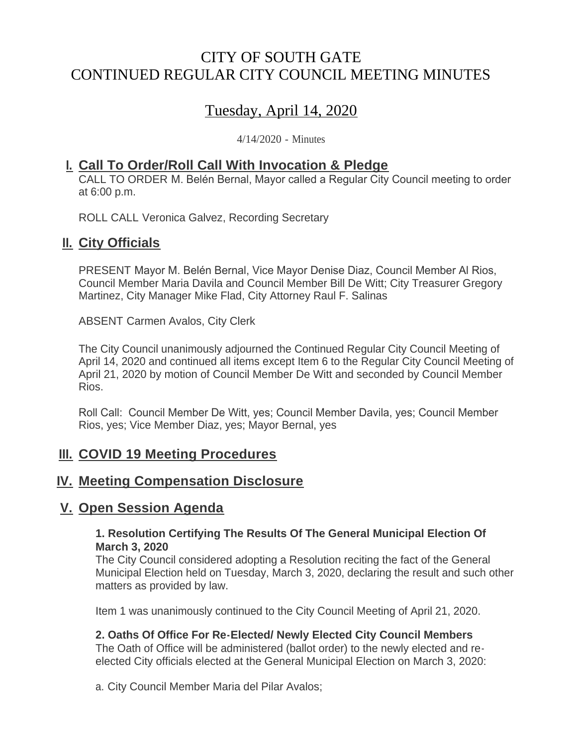# CITY OF SOUTH GATE
# CONTINUED REGULAR CITY COUNCIL MEETING MINUTES

## Tuesday, April 14, 2020

4/14/2020 - Minutes

## I. Call To Order/Roll Call With Invocation & Pledge

CALL TO ORDER M. Belén Bernal, Mayor called a Regular City Council meeting to order at 6:00 p.m.

ROLL CALL Veronica Galvez, Recording Secretary

## II. City Officials

PRESENT Mayor M. Belén Bernal, Vice Mayor Denise Diaz, Council Member Al Rios, Council Member Maria Davila and Council Member Bill De Witt; City Treasurer Gregory Martinez, City Manager Mike Flad, City Attorney Raul F. Salinas

ABSENT Carmen Avalos, City Clerk

The City Council unanimously adjourned the Continued Regular City Council Meeting of April 14, 2020 and continued all items except Item 6 to the Regular City Council Meeting of April 21, 2020 by motion of Council Member De Witt and seconded by Council Member Rios.

Roll Call: Council Member De Witt, yes; Council Member Davila, yes; Council Member Rios, yes; Vice Member Diaz, yes; Mayor Bernal, yes

## III. COVID 19 Meeting Procedures

## IV. Meeting Compensation Disclosure

## V. Open Session Agenda

**1. Resolution Certifying The Results Of The General Municipal Election Of March 3, 2020**

The City Council considered adopting a Resolution reciting the fact of the General Municipal Election held on Tuesday, March 3, 2020, declaring the result and such other matters as provided by law.

Item 1 was unanimously continued to the City Council Meeting of April 21, 2020.

**2. Oaths Of Office For Re-Elected/ Newly Elected City Council Members**

The Oath of Office will be administered (ballot order) to the newly elected and re-elected City officials elected at the General Municipal Election on March 3, 2020:

a. City Council Member Maria del Pilar Avalos;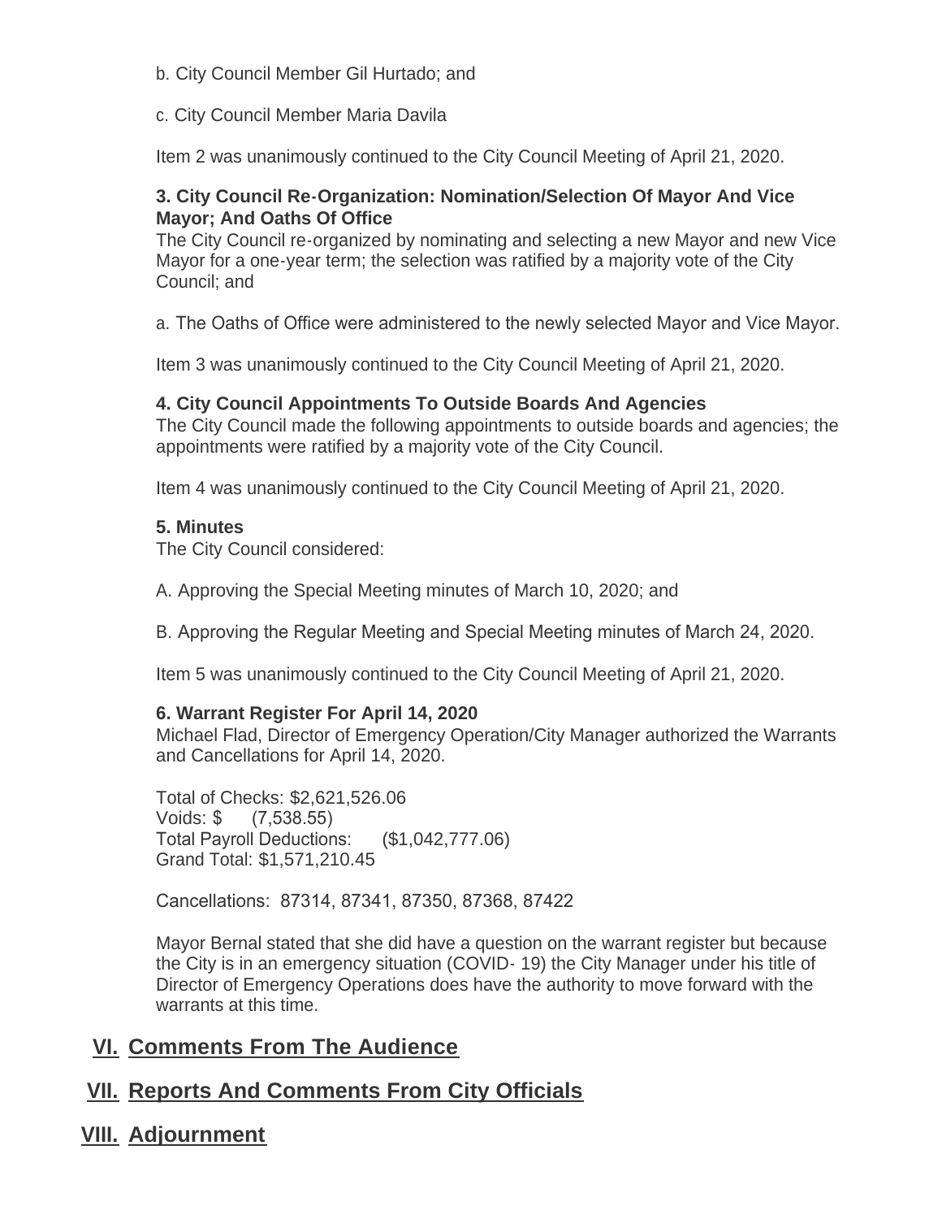b. City Council Member Gil Hurtado; and

c. City Council Member Maria Davila

Item 2 was unanimously continued to the City Council Meeting of April 21, 2020.

**3. City Council Re-Organization: Nomination/Selection Of Mayor And Vice Mayor; And Oaths Of Office**

The City Council re-organized by nominating and selecting a new Mayor and new Vice Mayor for a one-year term; the selection was ratified by a majority vote of the City Council; and

a. The Oaths of Office were administered to the newly selected Mayor and Vice Mayor.

Item 3 was unanimously continued to the City Council Meeting of April 21, 2020.

**4. City Council Appointments To Outside Boards And Agencies**

The City Council made the following appointments to outside boards and agencies; the appointments were ratified by a majority vote of the City Council.

Item 4 was unanimously continued to the City Council Meeting of April 21, 2020.

**5. Minutes**

The City Council considered:

A. Approving the Special Meeting minutes of March 10, 2020; and

B. Approving the Regular Meeting and Special Meeting minutes of March 24, 2020.

Item 5 was unanimously continued to the City Council Meeting of April 21, 2020.

**6. Warrant Register For April 14, 2020**

Michael Flad, Director of Emergency Operation/City Manager authorized the Warrants and Cancellations for April 14, 2020.

Total of Checks: $2,621,526.06
Voids: $ (7,538.55)
Total Payroll Deductions: ($1,042,777.06)
Grand Total: $1,571,210.45

Cancellations: 87314, 87341, 87350, 87368, 87422

Mayor Bernal stated that she did have a question on the warrant register but because the City is in an emergency situation (COVID- 19) the City Manager under his title of Director of Emergency Operations does have the authority to move forward with the warrants at this time.

## VI. Comments From The Audience

## VII. Reports And Comments From City Officials

## VIII. Adjournment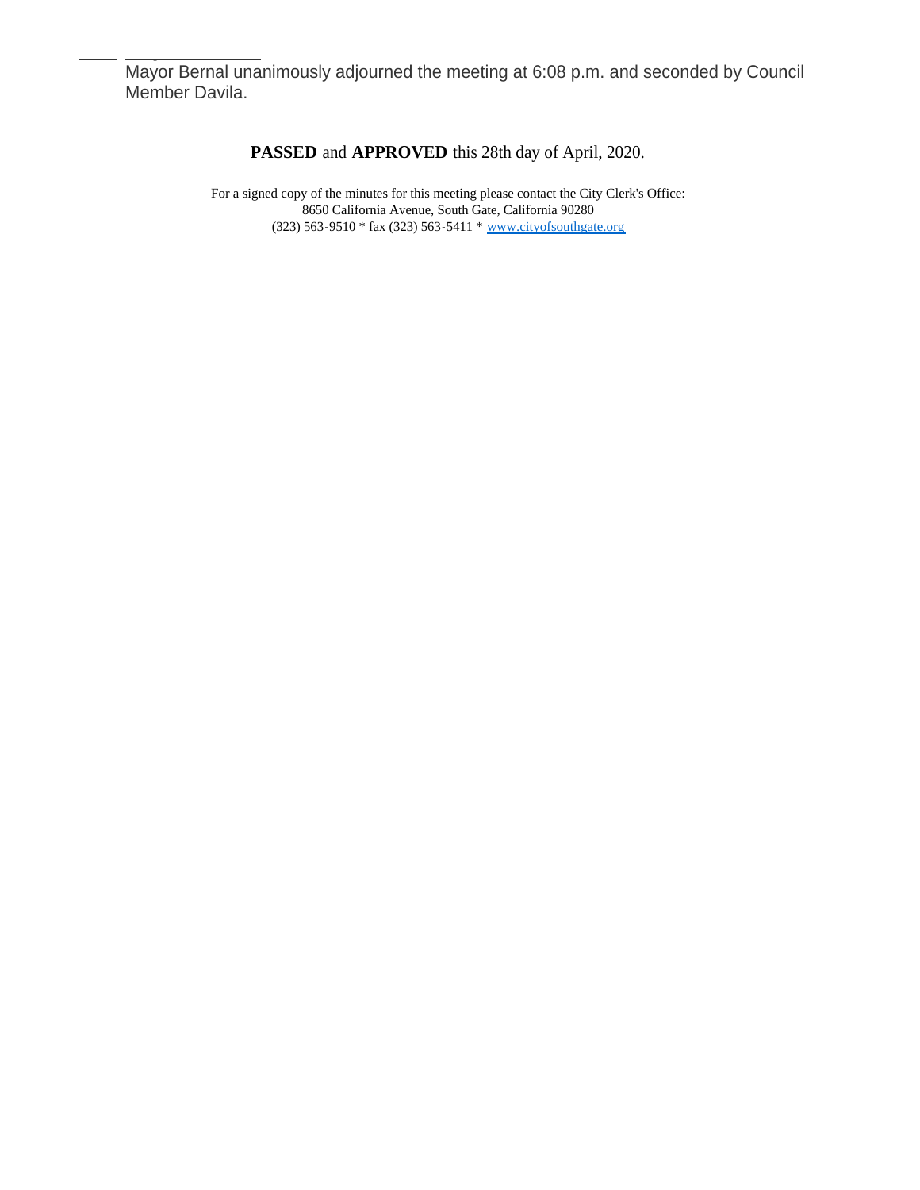Mayor Bernal unanimously adjourned the meeting at 6:08 p.m. and seconded by Council Member Davila.

**PASSED** and **APPROVED** this 28th day of April, 2020.

For a signed copy of the minutes for this meeting please contact the City Clerk's Office:
8650 California Avenue, South Gate, California 90280
(323) 563-9510 * fax (323) 563-5411 * www.cityofsouthgate.org